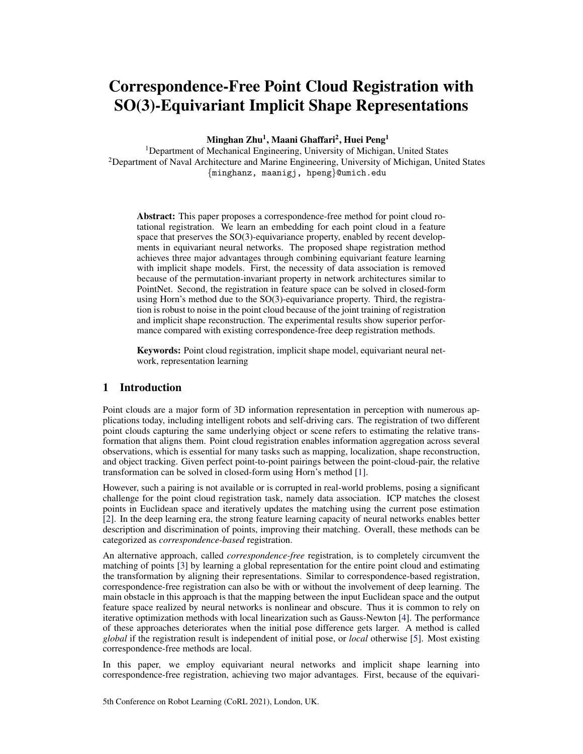# Correspondence-Free Point Cloud Registration with SO(3)-Equivariant Implicit Shape Representations

**Minghan Zhu[1], Maani Ghaffari[2], Huei Peng[1]**

[1]Department of Mechanical Engineering, University of Michigan, United States
[2]Department of Naval Architecture and Marine Engineering, University of Michigan, United States
{minghanz, maanigj, hpeng}@umich.edu

**Abstract:** This paper proposes a correspondence-free method for point cloud rotational registration. We learn an embedding for each point cloud in a feature space that preserves the SO(3)-equivariance property, enabled by recent developments in equivariant neural networks. The proposed shape registration method achieves three major advantages through combining equivariant feature learning with implicit shape models. First, the necessity of data association is removed because of the permutation-invariant property in network architectures similar to PointNet. Second, the registration in feature space can be solved in closed-form using Horn's method due to the SO(3)-equivariance property. Third, the registration is robust to noise in the point cloud because of the joint training of registration and implicit shape reconstruction. The experimental results show superior performance compared with existing correspondence-free deep registration methods.

**Keywords:** Point cloud registration, implicit shape model, equivariant neural network, representation learning

## 1 Introduction

Point clouds are a major form of 3D information representation in perception with numerous applications today, including intelligent robots and self-driving cars. The registration of two different point clouds capturing the same underlying object or scene refers to estimating the relative transformation that aligns them. Point cloud registration enables information aggregation across several observations, which is essential for many tasks such as mapping, localization, shape reconstruction, and object tracking. Given perfect point-to-point pairings between the point-cloud-pair, the relative transformation can be solved in closed-form using Horn's method [1].

However, such a pairing is not available or is corrupted in real-world problems, posing a significant challenge for the point cloud registration task, namely data association. ICP matches the closest points in Euclidean space and iteratively updates the matching using the current pose estimation [2]. In the deep learning era, the strong feature learning capacity of neural networks enables better description and discrimination of points, improving their matching. Overall, these methods can be categorized as *correspondence-based* registration.

An alternative approach, called *correspondence-free* registration, is to completely circumvent the matching of points [3] by learning a global representation for the entire point cloud and estimating the transformation by aligning their representations. Similar to correspondence-based registration, correspondence-free registration can also be with or without the involvement of deep learning. The main obstacle in this approach is that the mapping between the input Euclidean space and the output feature space realized by neural networks is nonlinear and obscure. Thus it is common to rely on iterative optimization methods with local linearization such as Gauss-Newton [4]. The performance of these approaches deteriorates when the initial pose difference gets larger. A method is called *global* if the registration result is independent of initial pose, or *local* otherwise [5]. Most existing correspondence-free methods are local.

In this paper, we employ equivariant neural networks and implicit shape learning into correspondence-free registration, achieving two major advantages. First, because of the equivari-

5th Conference on Robot Learning (CoRL 2021), London, UK.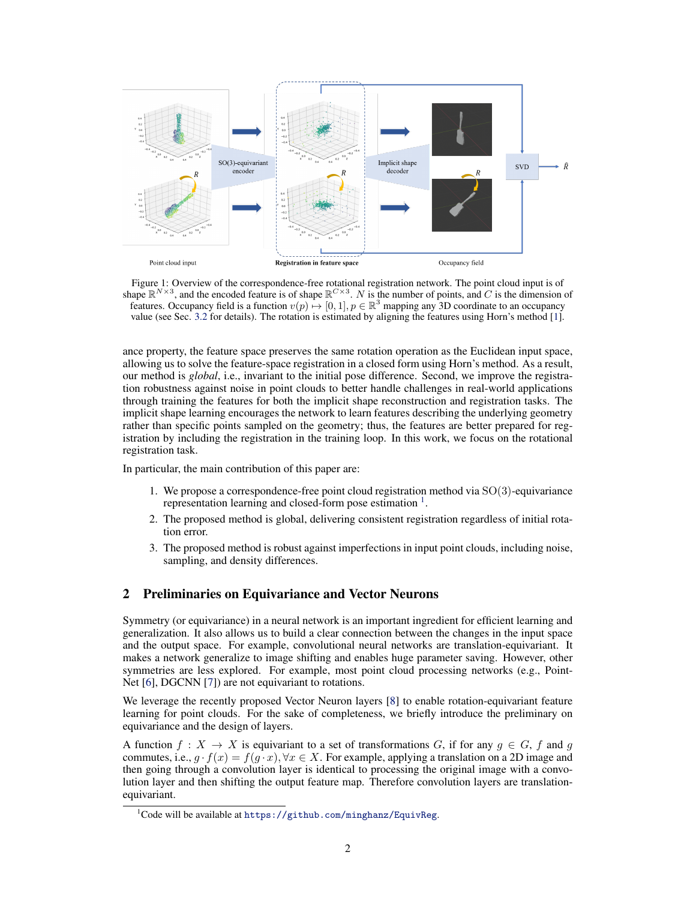Figure 1: Overview of the correspondence-free rotational registration network. The point cloud input is of shape $\mathbb{R}^{N\times 3}$, and the encoded feature is of shape $\mathbb{R}^{C\times 3}$. $N$ is the number of points, and $C$ is the dimension of features. Occupancy field is a function $v(p) \mapsto [0,1], p \in \mathbb{R}^3$ mapping any 3D coordinate to an occupancy value (see Sec. 3.2 for details). The rotation is estimated by aligning the features using Horn's method [1].

ance property, the feature space preserves the same rotation operation as the Euclidean input space, allowing us to solve the feature-space registration in a closed form using Horn's method. As a result, our method is *global*, i.e., invariant to the initial pose difference. Second, we improve the registration robustness against noise in point clouds to better handle challenges in real-world applications through training the features for both the implicit shape reconstruction and registration tasks. The implicit shape learning encourages the network to learn features describing the underlying geometry rather than specific points sampled on the geometry; thus, the features are better prepared for registration by including the registration in the training loop. In this work, we focus on the rotational registration task.

In particular, the main contribution of this paper are:

1. We propose a correspondence-free point cloud registration method via $\mathrm{SO}(3)$-equivariance representation learning and closed-form pose estimation [1].
2. The proposed method is global, delivering consistent registration regardless of initial rotation error.
3. The proposed method is robust against imperfections in input point clouds, including noise, sampling, and density differences.

## 2 Preliminaries on Equivariance and Vector Neurons

Symmetry (or equivariance) in a neural network is an important ingredient for efficient learning and generalization. It also allows us to build a clear connection between the changes in the input space and the output space. For example, convolutional neural networks are translation-equivariant. It makes a network generalize to image shifting and enables huge parameter saving. However, other symmetries are less explored. For example, most point cloud processing networks (e.g., PointNet [6], DGCNN [7]) are not equivariant to rotations.

We leverage the recently proposed Vector Neuron layers [8] to enable rotation-equivariant feature learning for point clouds. For the sake of completeness, we briefly introduce the preliminary on equivariance and the design of layers.

A function $f : X \to X$ is equivariant to a set of transformations $G$, if for any $g \in G$, $f$ and $g$ commutes, i.e., $g \cdot f(x) = f(g \cdot x), \forall x \in X$. For example, applying a translation on a 2D image and then going through a convolution layer is identical to processing the original image with a convolution layer and then shifting the output feature map. Therefore convolution layers are translation-equivariant.

[1] Code will be available at https://github.com/minghanz/EquivReg.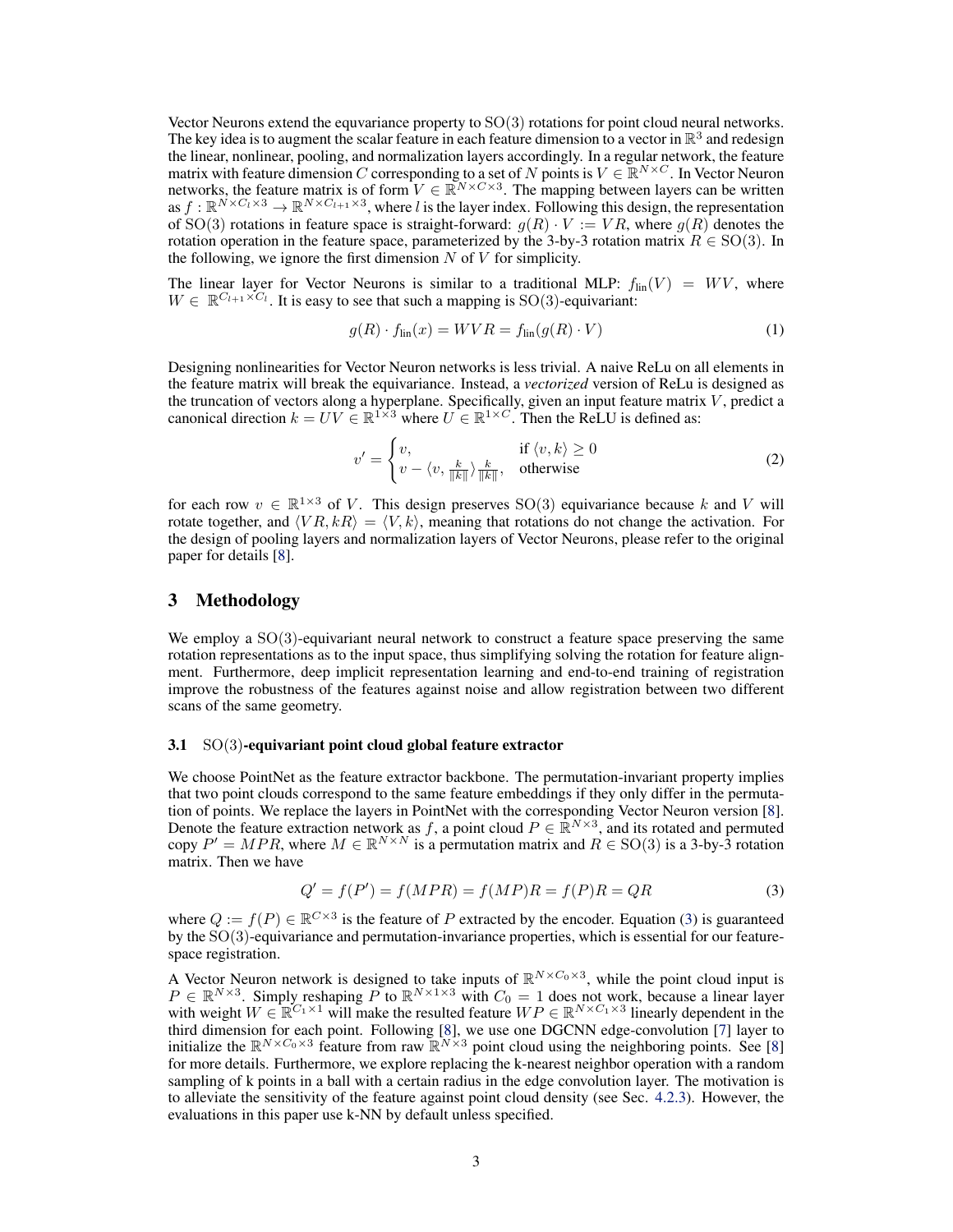Vector Neurons extend the equvariance property to $\mathrm{SO}(3)$ rotations for point cloud neural networks. The key idea is to augment the scalar feature in each feature dimension to a vector in $\mathbb{R}^3$ and redesign the linear, nonlinear, pooling, and normalization layers accordingly. In a regular network, the feature matrix with feature dimension $C$ corresponding to a set of $N$ points is $V \in \mathbb{R}^{N \times C}$. In Vector Neuron networks, the feature matrix is of form $V \in \mathbb{R}^{N \times C \times 3}$. The mapping between layers can be written as $f : \mathbb{R}^{N \times C_l \times 3} \to \mathbb{R}^{N \times C_{l+1} \times 3}$, where $l$ is the layer index. Following this design, the representation of $\mathrm{SO}(3)$ rotations in feature space is straight-forward: $g(R) \cdot V := VR$, where $g(R)$ denotes the rotation operation in the feature space, parameterized by the 3-by-3 rotation matrix $R \in \mathrm{SO}(3)$. In the following, we ignore the first dimension $N$ of $V$ for simplicity.

The linear layer for Vector Neurons is similar to a traditional MLP: $f_{\text{lin}}(V) = WV$, where $W \in \mathbb{R}^{C_{l+1} \times C_l}$. It is easy to see that such a mapping is $\mathrm{SO}(3)$-equivariant:

$$g(R) \cdot f_{\text{lin}}(x) = WVR = f_{\text{lin}}(g(R) \cdot V) \tag{1}$$

Designing nonlinearities for Vector Neuron networks is less trivial. A naive ReLu on all elements in the feature matrix will break the equivariance. Instead, a *vectorized* version of ReLu is designed as the truncation of vectors along a hyperplane. Specifically, given an input feature matrix $V$, predict a canonical direction $k = UV \in \mathbb{R}^{1 \times 3}$ where $U \in \mathbb{R}^{1 \times C}$. Then the ReLU is defined as:

$$v' = \begin{cases} v, & \text{if } \langle v, k \rangle \geq 0 \\ v - \langle v, \frac{k}{\|k\|} \rangle \frac{k}{\|k\|}, & \text{otherwise} \end{cases} \tag{2}$$

for each row $v \in \mathbb{R}^{1 \times 3}$ of $V$. This design preserves $\mathrm{SO}(3)$ equivariance because $k$ and $V$ will rotate together, and $\langle VR, kR \rangle = \langle V, k \rangle$, meaning that rotations do not change the activation. For the design of pooling layers and normalization layers of Vector Neurons, please refer to the original paper for details [8].

## 3 Methodology

We employ a $\mathrm{SO}(3)$-equivariant neural network to construct a feature space preserving the same rotation representations as to the input space, thus simplifying solving the rotation for feature alignment. Furthermore, deep implicit representation learning and end-to-end training of registration improve the robustness of the features against noise and allow registration between two different scans of the same geometry.

### 3.1 $\mathrm{SO}(3)$-equivariant point cloud global feature extractor

We choose PointNet as the feature extractor backbone. The permutation-invariant property implies that two point clouds correspond to the same feature embeddings if they only differ in the permutation of points. We replace the layers in PointNet with the corresponding Vector Neuron version [8]. Denote the feature extraction network as $f$, a point cloud $P \in \mathbb{R}^{N \times 3}$, and its rotated and permuted copy $P' = MPR$, where $M \in \mathbb{R}^{N \times N}$ is a permutation matrix and $R \in \mathrm{SO}(3)$ is a 3-by-3 rotation matrix. Then we have

$$Q' = f(P') = f(MPR) = f(MP)R = f(P)R = QR \tag{3}$$

where $Q := f(P) \in \mathbb{R}^{C \times 3}$ is the feature of $P$ extracted by the encoder. Equation (3) is guaranteed by the $\mathrm{SO}(3)$-equivariance and permutation-invariance properties, which is essential for our feature-space registration.

A Vector Neuron network is designed to take inputs of $\mathbb{R}^{N \times C_0 \times 3}$, while the point cloud input is $P \in \mathbb{R}^{N \times 3}$. Simply reshaping $P$ to $\mathbb{R}^{N \times 1 \times 3}$ with $C_0 = 1$ does not work, because a linear layer with weight $W \in \mathbb{R}^{C_1 \times 1}$ will make the resulted feature $WP \in \mathbb{R}^{N \times C_1 \times 3}$ linearly dependent in the third dimension for each point. Following [8], we use one DGCNN edge-convolution [7] layer to initialize the $\mathbb{R}^{N \times C_0 \times 3}$ feature from raw $\mathbb{R}^{N \times 3}$ point cloud using the neighboring points. See [8] for more details. Furthermore, we explore replacing the k-nearest neighbor operation with a random sampling of k points in a ball with a certain radius in the edge convolution layer. The motivation is to alleviate the sensitivity of the feature against point cloud density (see Sec. 4.2.3). However, the evaluations in this paper use k-NN by default unless specified.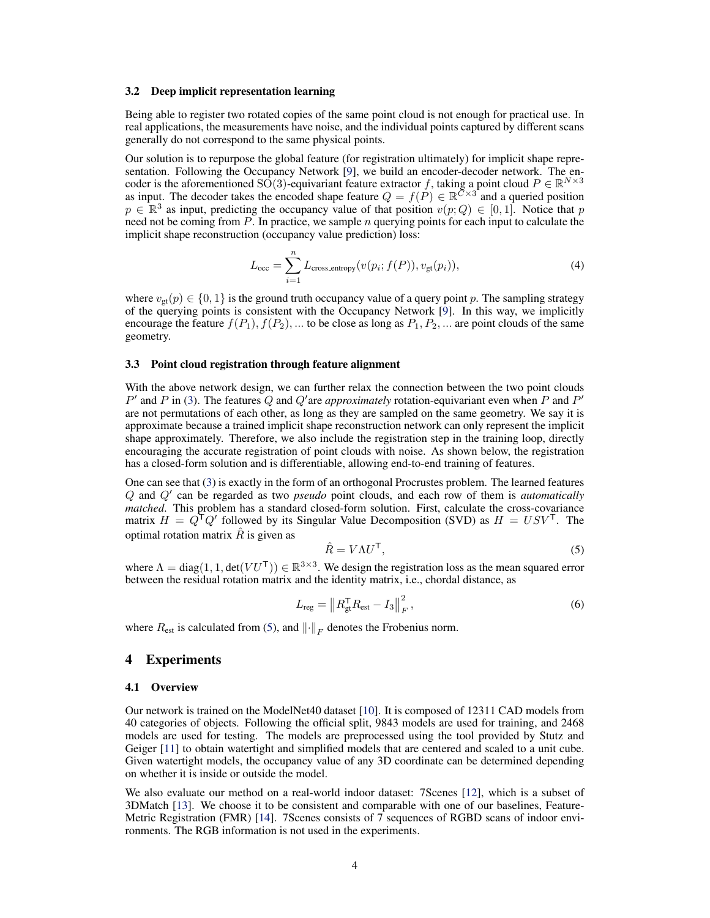### 3.2 Deep implicit representation learning

Being able to register two rotated copies of the same point cloud is not enough for practical use. In real applications, the measurements have noise, and the individual points captured by different scans generally do not correspond to the same physical points.

Our solution is to repurpose the global feature (for registration ultimately) for implicit shape representation. Following the Occupancy Network [9], we build an encoder-decoder network. The encoder is the aforementioned SO(3)-equivariant feature extractor $f$, taking a point cloud $P \in \mathbb{R}^{N\times 3}$ as input. The decoder takes the encoded shape feature $Q = f(P) \in \mathbb{R}^{C\times 3}$ and a queried position $p \in \mathbb{R}^3$ as input, predicting the occupancy value of that position $v(p; Q) \in [0, 1]$. Notice that $p$ need not be coming from $P$. In practice, we sample $n$ querying points for each input to calculate the implicit shape reconstruction (occupancy value prediction) loss:

$$L_{\text{occ}} = \sum_{i=1}^{n} L_{\text{cross\_entropy}}(v(p_i; f(P)), v_{\text{gt}}(p_i)), \tag{4}$$

where $v_{\text{gt}}(p) \in \{0, 1\}$ is the ground truth occupancy value of a query point $p$. The sampling strategy of the querying points is consistent with the Occupancy Network [9]. In this way, we implicitly encourage the feature $f(P_1), f(P_2), ...$ to be close as long as $P_1, P_2, ...$ are point clouds of the same geometry.

### 3.3 Point cloud registration through feature alignment

With the above network design, we can further relax the connection between the two point clouds $P'$ and $P$ in (3). The features $Q$ and $Q'$are *approximately* rotation-equivariant even when $P$ and $P'$ are not permutations of each other, as long as they are sampled on the same geometry. We say it is approximate because a trained implicit shape reconstruction network can only represent the implicit shape approximately. Therefore, we also include the registration step in the training loop, directly encouraging the accurate registration of point clouds with noise. As shown below, the registration has a closed-form solution and is differentiable, allowing end-to-end training of features.

One can see that (3) is exactly in the form of an orthogonal Procrustes problem. The learned features $Q$ and $Q'$ can be regarded as two *pseudo* point clouds, and each row of them is *automatically matched*. This problem has a standard closed-form solution. First, calculate the cross-covariance matrix $H = Q^{\mathsf{T}}Q'$ followed by its Singular Value Decomposition (SVD) as $H = USV^{\mathsf{T}}$. The optimal rotation matrix $\hat{R}$ is given as

$$\hat{R} = V\Lambda U^{\mathsf{T}}, \tag{5}$$

where $\Lambda = \text{diag}(1, 1, \det(VU^{\mathsf{T}})) \in \mathbb{R}^{3\times 3}$. We design the registration loss as the mean squared error between the residual rotation matrix and the identity matrix, i.e., chordal distance, as

$$L_{\text{reg}} = \left\| R_{\text{gt}}^{\mathsf{T}} R_{\text{est}} - I_3 \right\|_F^2, \tag{6}$$

where $R_{\text{est}}$ is calculated from (5), and $\|\cdot\|_F$ denotes the Frobenius norm.

## 4 Experiments

### 4.1 Overview

Our network is trained on the ModelNet40 dataset [10]. It is composed of 12311 CAD models from 40 categories of objects. Following the official split, 9843 models are used for training, and 2468 models are used for testing. The models are preprocessed using the tool provided by Stutz and Geiger [11] to obtain watertight and simplified models that are centered and scaled to a unit cube. Given watertight models, the occupancy value of any 3D coordinate can be determined depending on whether it is inside or outside the model.

We also evaluate our method on a real-world indoor dataset: 7Scenes [12], which is a subset of 3DMatch [13]. We choose it to be consistent and comparable with one of our baselines, Feature-Metric Registration (FMR) [14]. 7Scenes consists of 7 sequences of RGBD scans of indoor environments. The RGB information is not used in the experiments.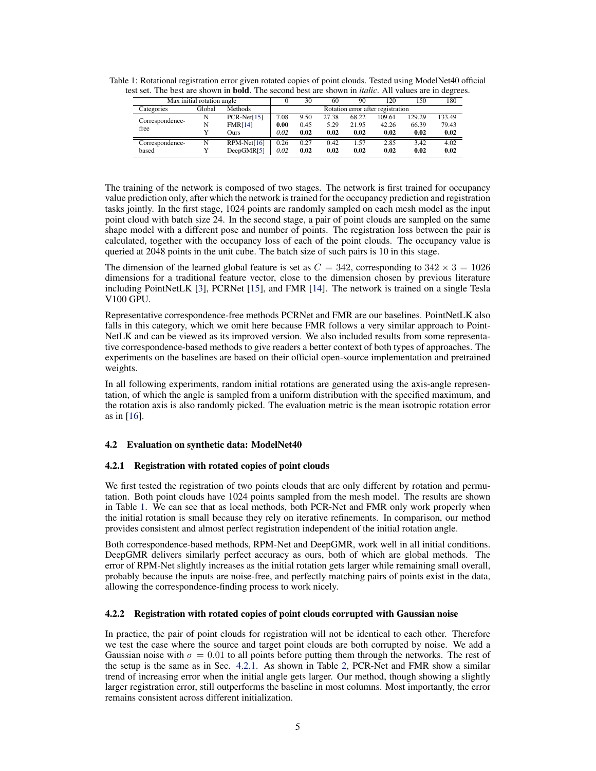Table 1: Rotational registration error given rotated copies of point clouds. Tested using ModelNet40 official test set. The best are shown in **bold**. The second best are shown in *italic*. All values are in degrees.

| Max initial rotation angle | | | 0 | 30 | 60 | 90 | 120 | 150 | 180 |
|---|---|---|---|---|---|---|---|---|---|
| Categories | Global | Methods | Rotation error after registration | | | | | | |
| Correspondence-free | N | PCR-Net[15] | 7.08 | 9.50 | 27.38 | 68.22 | 109.61 | 129.29 | 133.49 |
| | N | FMR[14] | **0.00** | 0.45 | 5.29 | 21.95 | 42.26 | 66.39 | 79.43 |
| | Y | Ours | *0.02* | **0.02** | **0.02** | **0.02** | **0.02** | **0.02** | **0.02** |
| Correspondence-based | N | RPM-Net[16] | 0.26 | 0.27 | 0.42 | 1.57 | 2.85 | 3.42 | 4.02 |
| | Y | DeepGMR[5] | *0.02* | **0.02** | **0.02** | **0.02** | **0.02** | **0.02** | **0.02** |

The training of the network is composed of two stages. The network is first trained for occupancy value prediction only, after which the network is trained for the occupancy prediction and registration tasks jointly. In the first stage, 1024 points are randomly sampled on each mesh model as the input point cloud with batch size 24. In the second stage, a pair of point clouds are sampled on the same shape model with a different pose and number of points. The registration loss between the pair is calculated, together with the occupancy loss of each of the point clouds. The occupancy value is queried at 2048 points in the unit cube. The batch size of such pairs is 10 in this stage.

The dimension of the learned global feature is set as $C = 342$, corresponding to $342 \times 3 = 1026$ dimensions for a traditional feature vector, close to the dimension chosen by previous literature including PointNetLK [3], PCRNet [15], and FMR [14]. The network is trained on a single Tesla V100 GPU.

Representative correspondence-free methods PCRNet and FMR are our baselines. PointNetLK also falls in this category, which we omit here because FMR follows a very similar approach to PointNetLK and can be viewed as its improved version. We also included results from some representative correspondence-based methods to give readers a better context of both types of approaches. The experiments on the baselines are based on their official open-source implementation and pretrained weights.

In all following experiments, random initial rotations are generated using the axis-angle representation, of which the angle is sampled from a uniform distribution with the specified maximum, and the rotation axis is also randomly picked. The evaluation metric is the mean isotropic rotation error as in [16].

### 4.2 Evaluation on synthetic data: ModelNet40

#### 4.2.1 Registration with rotated copies of point clouds

We first tested the registration of two points clouds that are only different by rotation and permutation. Both point clouds have 1024 points sampled from the mesh model. The results are shown in Table 1. We can see that as local methods, both PCR-Net and FMR only work properly when the initial rotation is small because they rely on iterative refinements. In comparison, our method provides consistent and almost perfect registration independent of the initial rotation angle.

Both correspondence-based methods, RPM-Net and DeepGMR, work well in all initial conditions. DeepGMR delivers similarly perfect accuracy as ours, both of which are global methods. The error of RPM-Net slightly increases as the initial rotation gets larger while remaining small overall, probably because the inputs are noise-free, and perfectly matching pairs of points exist in the data, allowing the correspondence-finding process to work nicely.

#### 4.2.2 Registration with rotated copies of point clouds corrupted with Gaussian noise

In practice, the pair of point clouds for registration will not be identical to each other. Therefore we test the case where the source and target point clouds are both corrupted by noise. We add a Gaussian noise with $\sigma = 0.01$ to all points before putting them through the networks. The rest of the setup is the same as in Sec. 4.2.1. As shown in Table 2, PCR-Net and FMR show a similar trend of increasing error when the initial angle gets larger. Our method, though showing a slightly larger registration error, still outperforms the baseline in most columns. Most importantly, the error remains consistent across different initialization.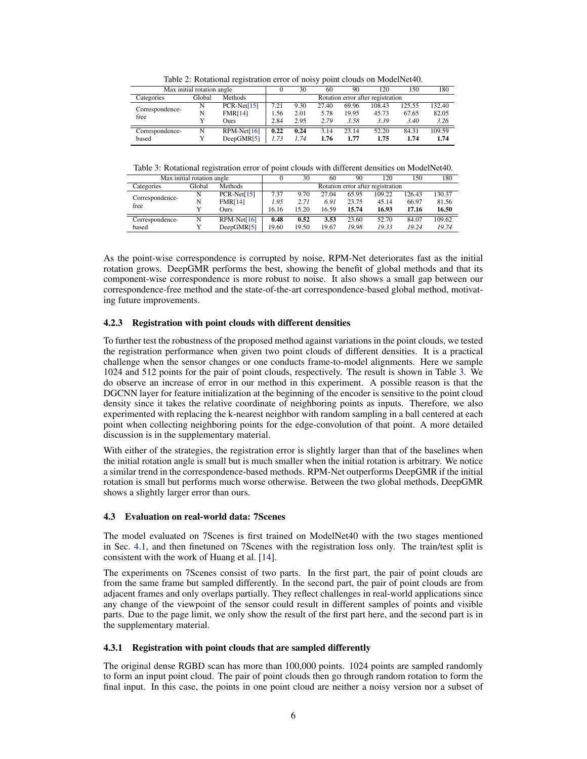Table 2: Rotational registration error of noisy point clouds on ModelNet40.

| Max initial rotation angle | | | 0 | 30 | 60 | 90 | 120 | 150 | 180 |
|---|---|---|---|---|---|---|---|---|---|
| Categories | Global | Methods | Rotation error after registration | | | | | | |
| Correspondence-free | N | PCR-Net[15] | 7.21 | 9.30 | 27.40 | 69.96 | 108.43 | 125.55 | 132.40 |
| | N | FMR[14] | 1.56 | 2.01 | 5.78 | 19.95 | 45.73 | 67.65 | 82.05 |
| | Y | Ours | 2.84 | 2.95 | *2.79* | *3.58* | *3.39* | *3.40* | *3.26* |
| Correspondence-based | N | RPM-Net[16] | **0.22** | **0.24** | 3.14 | 23.14 | 52.20 | 84.31 | 109.59 |
| | Y | DeepGMR[5] | *1.73* | *1.74* | **1.76** | **1.77** | **1.75** | **1.74** | **1.74** |

Table 3: Rotational registration error of point clouds with different densities on ModelNet40.

| Max initial rotation angle | | | 0 | 30 | 60 | 90 | 120 | 150 | 180 |
|---|---|---|---|---|---|---|---|---|---|
| Categories | Global | Methods | Rotation error after registration | | | | | | |
| Correspondence-free | N | PCR-Net[15] | 7.37 | 9.70 | 27.04 | 65.95 | 109.22 | 126.43 | 130.37 |
| | N | FMR[14] | *1.95* | *2.71* | *6.91* | 23.75 | 45.14 | 66.97 | 81.56 |
| | Y | Ours | 16.16 | 15.20 | 16.59 | **15.74** | **16.93** | **17.16** | **16.50** |
| Correspondence-based | N | RPM-Net[16] | **0.48** | **0.52** | **3.53** | 23.60 | 52.70 | 84.07 | 109.62 |
| | Y | DeepGMR[5] | 19.60 | 19.50 | 19.67 | *19.98* | *19.33* | *19.24* | *19.74* |

As the point-wise correspondence is corrupted by noise, RPM-Net deteriorates fast as the initial rotation grows. DeepGMR performs the best, showing the benefit of global methods and that its component-wise correspondence is more robust to noise. It also shows a small gap between our correspondence-free method and the state-of-the-art correspondence-based global method, motivating future improvements.

#### 4.2.3 Registration with point clouds with different densities

To further test the robustness of the proposed method against variations in the point clouds, we tested the registration performance when given two point clouds of different densities. It is a practical challenge when the sensor changes or one conducts frame-to-model alignments. Here we sample 1024 and 512 points for the pair of point clouds, respectively. The result is shown in Table 3. We do observe an increase of error in our method in this experiment. A possible reason is that the DGCNN layer for feature initialization at the beginning of the encoder is sensitive to the point cloud density since it takes the relative coordinate of neighboring points as inputs. Therefore, we also experimented with replacing the k-nearest neighbor with random sampling in a ball centered at each point when collecting neighboring points for the edge-convolution of that point. A more detailed discussion is in the supplementary material.

With either of the strategies, the registration error is slightly larger than that of the baselines when the initial rotation angle is small but is much smaller when the initial rotation is arbitrary. We notice a similar trend in the correspondence-based methods. RPM-Net outperforms DeepGMR if the initial rotation is small but performs much worse otherwise. Between the two global methods, DeepGMR shows a slightly larger error than ours.

### 4.3 Evaluation on real-world data: 7Scenes

The model evaluated on 7Scenes is first trained on ModelNet40 with the two stages mentioned in Sec. 4.1, and then finetuned on 7Scenes with the registration loss only. The train/test split is consistent with the work of Huang et al. [14].

The experiments on 7Scenes consist of two parts. In the first part, the pair of point clouds are from the same frame but sampled differently. In the second part, the pair of point clouds are from adjacent frames and only overlaps partially. They reflect challenges in real-world applications since any change of the viewpoint of the sensor could result in different samples of points and visible parts. Due to the page limit, we only show the result of the first part here, and the second part is in the supplementary material.

#### 4.3.1 Registration with point clouds that are sampled differently

The original dense RGBD scan has more than 100,000 points. 1024 points are sampled randomly to form an input point cloud. The pair of point clouds then go through random rotation to form the final input. In this case, the points in one point cloud are neither a noisy version nor a subset of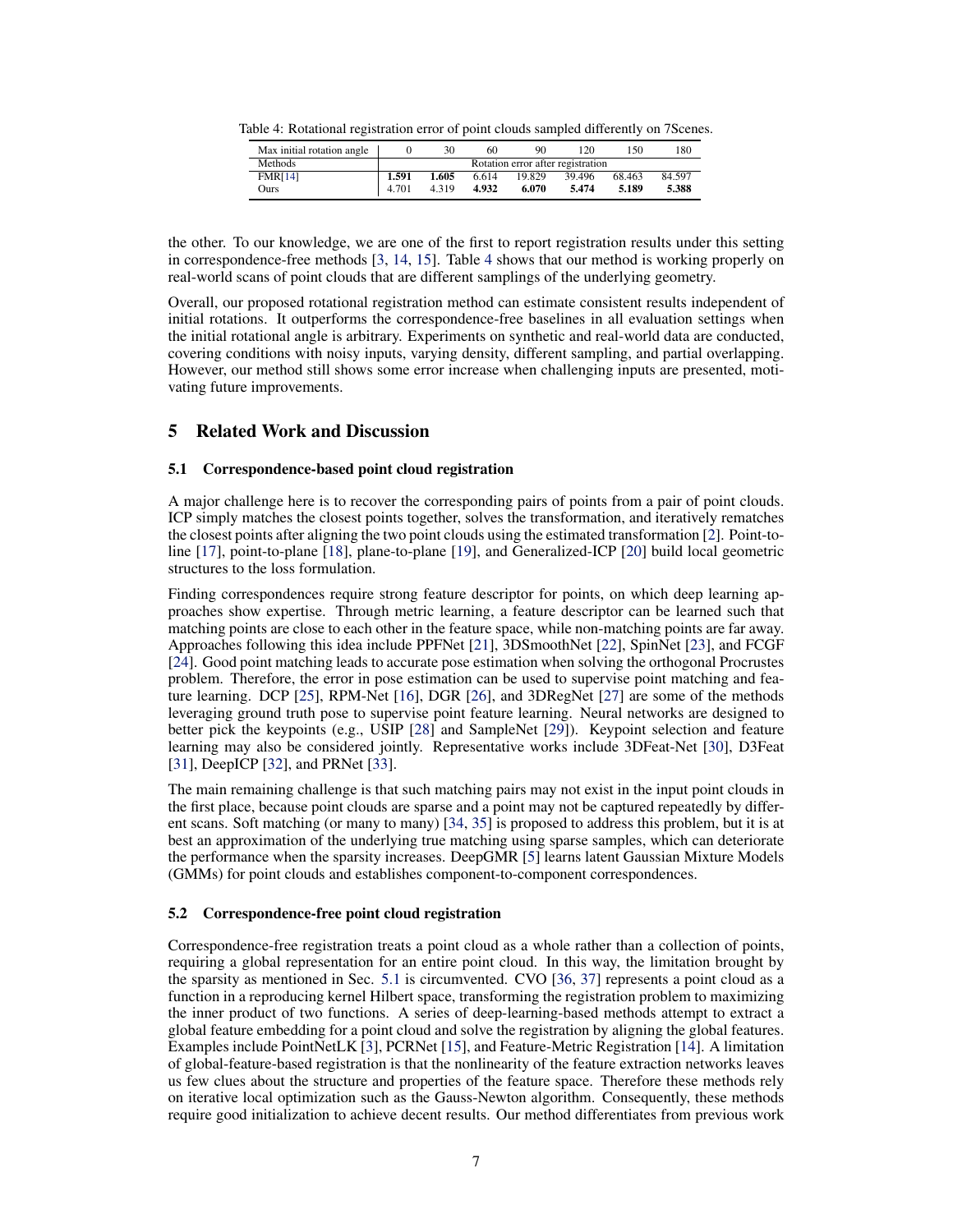Table 4: Rotational registration error of point clouds sampled differently on 7Scenes.

| Max initial rotation angle | 0 | 30 | 60 | 90 | 120 | 150 | 180 |
|---|---|---|---|---|---|---|---|
| Methods | Rotation error after registration | | | | | | |
| FMR[14] | **1.591** | **1.605** | 6.614 | 19.829 | 39.496 | 68.463 | 84.597 |
| Ours | 4.701 | 4.319 | **4.932** | **6.070** | **5.474** | **5.189** | **5.388** |

the other. To our knowledge, we are one of the first to report registration results under this setting in correspondence-free methods [3, 14, 15]. Table 4 shows that our method is working properly on real-world scans of point clouds that are different samplings of the underlying geometry.

Overall, our proposed rotational registration method can estimate consistent results independent of initial rotations. It outperforms the correspondence-free baselines in all evaluation settings when the initial rotational angle is arbitrary. Experiments on synthetic and real-world data are conducted, covering conditions with noisy inputs, varying density, different sampling, and partial overlapping. However, our method still shows some error increase when challenging inputs are presented, motivating future improvements.

## 5 Related Work and Discussion

### 5.1 Correspondence-based point cloud registration

A major challenge here is to recover the corresponding pairs of points from a pair of point clouds. ICP simply matches the closest points together, solves the transformation, and iteratively rematches the closest points after aligning the two point clouds using the estimated transformation [2]. Point-to-line [17], point-to-plane [18], plane-to-plane [19], and Generalized-ICP [20] build local geometric structures to the loss formulation.

Finding correspondences require strong feature descriptor for points, on which deep learning approaches show expertise. Through metric learning, a feature descriptor can be learned such that matching points are close to each other in the feature space, while non-matching points are far away. Approaches following this idea include PPFNet [21], 3DSmoothNet [22], SpinNet [23], and FCGF [24]. Good point matching leads to accurate pose estimation when solving the orthogonal Procrustes problem. Therefore, the error in pose estimation can be used to supervise point matching and feature learning. DCP [25], RPM-Net [16], DGR [26], and 3DRegNet [27] are some of the methods leveraging ground truth pose to supervise point feature learning. Neural networks are designed to better pick the keypoints (e.g., USIP [28] and SampleNet [29]). Keypoint selection and feature learning may also be considered jointly. Representative works include 3DFeat-Net [30], D3Feat [31], DeepICP [32], and PRNet [33].

The main remaining challenge is that such matching pairs may not exist in the input point clouds in the first place, because point clouds are sparse and a point may not be captured repeatedly by different scans. Soft matching (or many to many) [34, 35] is proposed to address this problem, but it is at best an approximation of the underlying true matching using sparse samples, which can deteriorate the performance when the sparsity increases. DeepGMR [5] learns latent Gaussian Mixture Models (GMMs) for point clouds and establishes component-to-component correspondences.

### 5.2 Correspondence-free point cloud registration

Correspondence-free registration treats a point cloud as a whole rather than a collection of points, requiring a global representation for an entire point cloud. In this way, the limitation brought by the sparsity as mentioned in Sec. 5.1 is circumvented. CVO [36, 37] represents a point cloud as a function in a reproducing kernel Hilbert space, transforming the registration problem to maximizing the inner product of two functions. A series of deep-learning-based methods attempt to extract a global feature embedding for a point cloud and solve the registration by aligning the global features. Examples include PointNetLK [3], PCRNet [15], and Feature-Metric Registration [14]. A limitation of global-feature-based registration is that the nonlinearity of the feature extraction networks leaves us few clues about the structure and properties of the feature space. Therefore these methods rely on iterative local optimization such as the Gauss-Newton algorithm. Consequently, these methods require good initialization to achieve decent results. Our method differentiates from previous work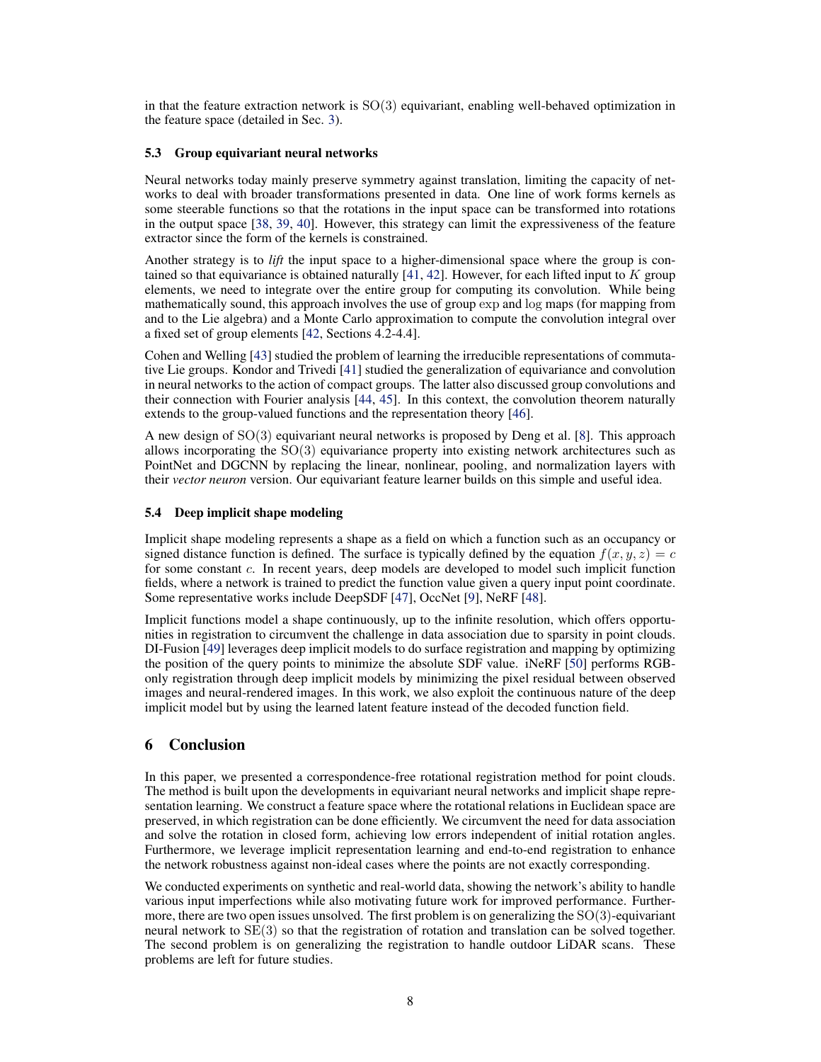in that the feature extraction network is $\mathrm{SO}(3)$ equivariant, enabling well-behaved optimization in the feature space (detailed in Sec. 3).

### 5.3 Group equivariant neural networks

Neural networks today mainly preserve symmetry against translation, limiting the capacity of networks to deal with broader transformations presented in data. One line of work forms kernels as some steerable functions so that the rotations in the input space can be transformed into rotations in the output space [38, 39, 40]. However, this strategy can limit the expressiveness of the feature extractor since the form of the kernels is constrained.

Another strategy is to *lift* the input space to a higher-dimensional space where the group is contained so that equivariance is obtained naturally [41, 42]. However, for each lifted input to $K$ group elements, we need to integrate over the entire group for computing its convolution. While being mathematically sound, this approach involves the use of group $\exp$ and $\log$ maps (for mapping from and to the Lie algebra) and a Monte Carlo approximation to compute the convolution integral over a fixed set of group elements [42, Sections 4.2-4.4].

Cohen and Welling [43] studied the problem of learning the irreducible representations of commutative Lie groups. Kondor and Trivedi [41] studied the generalization of equivariance and convolution in neural networks to the action of compact groups. The latter also discussed group convolutions and their connection with Fourier analysis [44, 45]. In this context, the convolution theorem naturally extends to the group-valued functions and the representation theory [46].

A new design of $\mathrm{SO}(3)$ equivariant neural networks is proposed by Deng et al. [8]. This approach allows incorporating the $\mathrm{SO}(3)$ equivariance property into existing network architectures such as PointNet and DGCNN by replacing the linear, nonlinear, pooling, and normalization layers with their *vector neuron* version. Our equivariant feature learner builds on this simple and useful idea.

### 5.4 Deep implicit shape modeling

Implicit shape modeling represents a shape as a field on which a function such as an occupancy or signed distance function is defined. The surface is typically defined by the equation $f(x, y, z) = c$ for some constant $c$. In recent years, deep models are developed to model such implicit function fields, where a network is trained to predict the function value given a query input point coordinate. Some representative works include DeepSDF [47], OccNet [9], NeRF [48].

Implicit functions model a shape continuously, up to the infinite resolution, which offers opportunities in registration to circumvent the challenge in data association due to sparsity in point clouds. DI-Fusion [49] leverages deep implicit models to do surface registration and mapping by optimizing the position of the query points to minimize the absolute SDF value. iNeRF [50] performs RGB-only registration through deep implicit models by minimizing the pixel residual between observed images and neural-rendered images. In this work, we also exploit the continuous nature of the deep implicit model but by using the learned latent feature instead of the decoded function field.

## 6 Conclusion

In this paper, we presented a correspondence-free rotational registration method for point clouds. The method is built upon the developments in equivariant neural networks and implicit shape representation learning. We construct a feature space where the rotational relations in Euclidean space are preserved, in which registration can be done efficiently. We circumvent the need for data association and solve the rotation in closed form, achieving low errors independent of initial rotation angles. Furthermore, we leverage implicit representation learning and end-to-end registration to enhance the network robustness against non-ideal cases where the points are not exactly corresponding.

We conducted experiments on synthetic and real-world data, showing the network's ability to handle various input imperfections while also motivating future work for improved performance. Furthermore, there are two open issues unsolved. The first problem is on generalizing the $\mathrm{SO}(3)$-equivariant neural network to $\mathrm{SE}(3)$ so that the registration of rotation and translation can be solved together. The second problem is on generalizing the registration to handle outdoor LiDAR scans. These problems are left for future studies.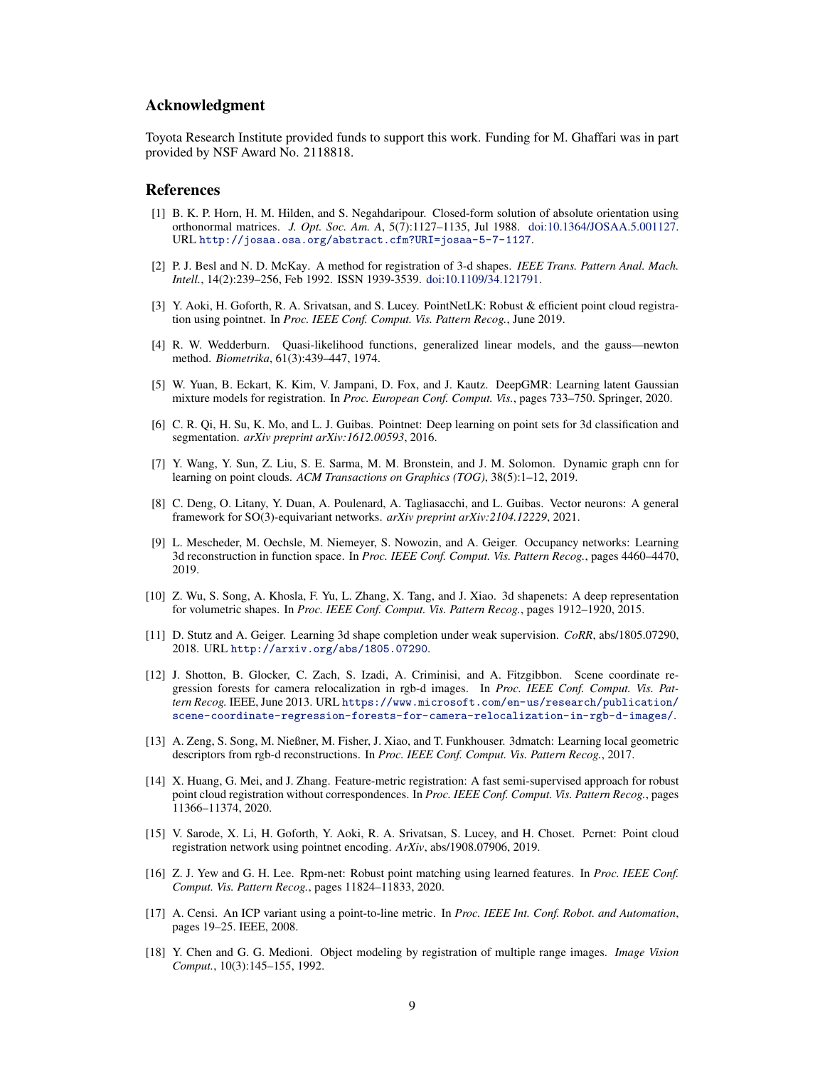## Acknowledgment

Toyota Research Institute provided funds to support this work. Funding for M. Ghaffari was in part provided by NSF Award No. 2118818.

## References

[1] B. K. P. Horn, H. M. Hilden, and S. Negahdaripour. Closed-form solution of absolute orientation using orthonormal matrices. *J. Opt. Soc. Am. A*, 5(7):1127–1135, Jul 1988. doi:10.1364/JOSAA.5.001127. URL http://josaa.osa.org/abstract.cfm?URI=josaa-5-7-1127.

[2] P. J. Besl and N. D. McKay. A method for registration of 3-d shapes. *IEEE Trans. Pattern Anal. Mach. Intell.*, 14(2):239–256, Feb 1992. ISSN 1939-3539. doi:10.1109/34.121791.

[3] Y. Aoki, H. Goforth, R. A. Srivatsan, and S. Lucey. PointNetLK: Robust & efficient point cloud registration using pointnet. In *Proc. IEEE Conf. Comput. Vis. Pattern Recog.*, June 2019.

[4] R. W. Wedderburn. Quasi-likelihood functions, generalized linear models, and the gauss—newton method. *Biometrika*, 61(3):439–447, 1974.

[5] W. Yuan, B. Eckart, K. Kim, V. Jampani, D. Fox, and J. Kautz. DeepGMR: Learning latent Gaussian mixture models for registration. In *Proc. European Conf. Comput. Vis.*, pages 733–750. Springer, 2020.

[6] C. R. Qi, H. Su, K. Mo, and L. J. Guibas. Pointnet: Deep learning on point sets for 3d classification and segmentation. *arXiv preprint arXiv:1612.00593*, 2016.

[7] Y. Wang, Y. Sun, Z. Liu, S. E. Sarma, M. M. Bronstein, and J. M. Solomon. Dynamic graph cnn for learning on point clouds. *ACM Transactions on Graphics (TOG)*, 38(5):1–12, 2019.

[8] C. Deng, O. Litany, Y. Duan, A. Poulenard, A. Tagliasacchi, and L. Guibas. Vector neurons: A general framework for SO(3)-equivariant networks. *arXiv preprint arXiv:2104.12229*, 2021.

[9] L. Mescheder, M. Oechsle, M. Niemeyer, S. Nowozin, and A. Geiger. Occupancy networks: Learning 3d reconstruction in function space. In *Proc. IEEE Conf. Comput. Vis. Pattern Recog.*, pages 4460–4470, 2019.

[10] Z. Wu, S. Song, A. Khosla, F. Yu, L. Zhang, X. Tang, and J. Xiao. 3d shapenets: A deep representation for volumetric shapes. In *Proc. IEEE Conf. Comput. Vis. Pattern Recog.*, pages 1912–1920, 2015.

[11] D. Stutz and A. Geiger. Learning 3d shape completion under weak supervision. *CoRR*, abs/1805.07290, 2018. URL http://arxiv.org/abs/1805.07290.

[12] J. Shotton, B. Glocker, C. Zach, S. Izadi, A. Criminisi, and A. Fitzgibbon. Scene coordinate regression forests for camera relocalization in rgb-d images. In *Proc. IEEE Conf. Comput. Vis. Pattern Recog.* IEEE, June 2013. URL https://www.microsoft.com/en-us/research/publication/scene-coordinate-regression-forests-for-camera-relocalization-in-rgb-d-images/.

[13] A. Zeng, S. Song, M. Nießner, M. Fisher, J. Xiao, and T. Funkhouser. 3dmatch: Learning local geometric descriptors from rgb-d reconstructions. In *Proc. IEEE Conf. Comput. Vis. Pattern Recog.*, 2017.

[14] X. Huang, G. Mei, and J. Zhang. Feature-metric registration: A fast semi-supervised approach for robust point cloud registration without correspondences. In *Proc. IEEE Conf. Comput. Vis. Pattern Recog.*, pages 11366–11374, 2020.

[15] V. Sarode, X. Li, H. Goforth, Y. Aoki, R. A. Srivatsan, S. Lucey, and H. Choset. Pcrnet: Point cloud registration network using pointnet encoding. *ArXiv*, abs/1908.07906, 2019.

[16] Z. J. Yew and G. H. Lee. Rpm-net: Robust point matching using learned features. In *Proc. IEEE Conf. Comput. Vis. Pattern Recog.*, pages 11824–11833, 2020.

[17] A. Censi. An ICP variant using a point-to-line metric. In *Proc. IEEE Int. Conf. Robot. and Automation*, pages 19–25. IEEE, 2008.

[18] Y. Chen and G. G. Medioni. Object modeling by registration of multiple range images. *Image Vision Comput.*, 10(3):145–155, 1992.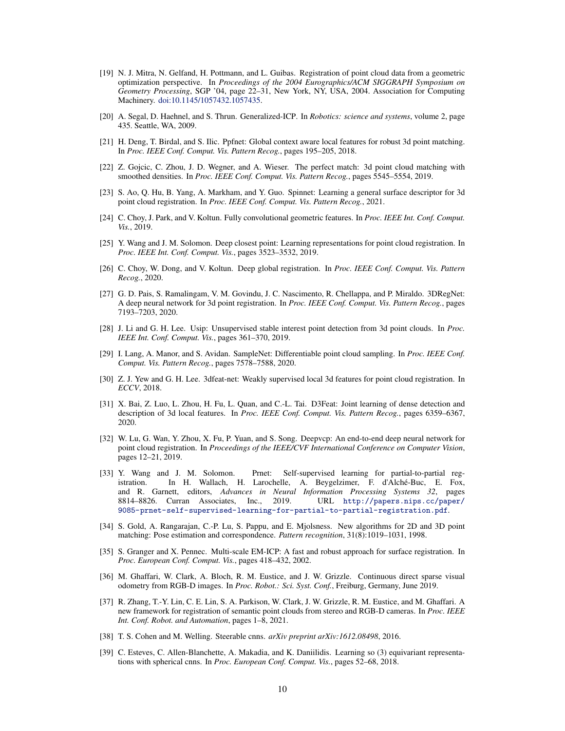[19] N. J. Mitra, N. Gelfand, H. Pottmann, and L. Guibas. Registration of point cloud data from a geometric optimization perspective. In *Proceedings of the 2004 Eurographics/ACM SIGGRAPH Symposium on Geometry Processing*, SGP '04, page 22–31, New York, NY, USA, 2004. Association for Computing Machinery. doi:10.1145/1057432.1057435.

[20] A. Segal, D. Haehnel, and S. Thrun. Generalized-ICP. In *Robotics: science and systems*, volume 2, page 435. Seattle, WA, 2009.

[21] H. Deng, T. Birdal, and S. Ilic. Ppfnet: Global context aware local features for robust 3d point matching. In *Proc. IEEE Conf. Comput. Vis. Pattern Recog.*, pages 195–205, 2018.

[22] Z. Gojcic, C. Zhou, J. D. Wegner, and A. Wieser. The perfect match: 3d point cloud matching with smoothed densities. In *Proc. IEEE Conf. Comput. Vis. Pattern Recog.*, pages 5545–5554, 2019.

[23] S. Ao, Q. Hu, B. Yang, A. Markham, and Y. Guo. Spinnet: Learning a general surface descriptor for 3d point cloud registration. In *Proc. IEEE Conf. Comput. Vis. Pattern Recog.*, 2021.

[24] C. Choy, J. Park, and V. Koltun. Fully convolutional geometric features. In *Proc. IEEE Int. Conf. Comput. Vis.*, 2019.

[25] Y. Wang and J. M. Solomon. Deep closest point: Learning representations for point cloud registration. In *Proc. IEEE Int. Conf. Comput. Vis.*, pages 3523–3532, 2019.

[26] C. Choy, W. Dong, and V. Koltun. Deep global registration. In *Proc. IEEE Conf. Comput. Vis. Pattern Recog.*, 2020.

[27] G. D. Pais, S. Ramalingam, V. M. Govindu, J. C. Nascimento, R. Chellappa, and P. Miraldo. 3DRegNet: A deep neural network for 3d point registration. In *Proc. IEEE Conf. Comput. Vis. Pattern Recog.*, pages 7193–7203, 2020.

[28] J. Li and G. H. Lee. Usip: Unsupervised stable interest point detection from 3d point clouds. In *Proc. IEEE Int. Conf. Comput. Vis.*, pages 361–370, 2019.

[29] I. Lang, A. Manor, and S. Avidan. SampleNet: Differentiable point cloud sampling. In *Proc. IEEE Conf. Comput. Vis. Pattern Recog.*, pages 7578–7588, 2020.

[30] Z. J. Yew and G. H. Lee. 3dfeat-net: Weakly supervised local 3d features for point cloud registration. In *ECCV*, 2018.

[31] X. Bai, Z. Luo, L. Zhou, H. Fu, L. Quan, and C.-L. Tai. D3Feat: Joint learning of dense detection and description of 3d local features. In *Proc. IEEE Conf. Comput. Vis. Pattern Recog.*, pages 6359–6367, 2020.

[32] W. Lu, G. Wan, Y. Zhou, X. Fu, P. Yuan, and S. Song. Deepvcp: An end-to-end deep neural network for point cloud registration. In *Proceedings of the IEEE/CVF International Conference on Computer Vision*, pages 12–21, 2019.

[33] Y. Wang and J. M. Solomon. Prnet: Self-supervised learning for partial-to-partial registration. In H. Wallach, H. Larochelle, A. Beygelzimer, F. d'Alché-Buc, E. Fox, and R. Garnett, editors, *Advances in Neural Information Processing Systems 32*, pages 8814–8826. Curran Associates, Inc., 2019. URL http://papers.nips.cc/paper/9085-prnet-self-supervised-learning-for-partial-to-partial-registration.pdf.

[34] S. Gold, A. Rangarajan, C.-P. Lu, S. Pappu, and E. Mjolsness. New algorithms for 2D and 3D point matching: Pose estimation and correspondence. *Pattern recognition*, 31(8):1019–1031, 1998.

[35] S. Granger and X. Pennec. Multi-scale EM-ICP: A fast and robust approach for surface registration. In *Proc. European Conf. Comput. Vis.*, pages 418–432, 2002.

[36] M. Ghaffari, W. Clark, A. Bloch, R. M. Eustice, and J. W. Grizzle. Continuous direct sparse visual odometry from RGB-D images. In *Proc. Robot.: Sci. Syst. Conf.*, Freiburg, Germany, June 2019.

[37] R. Zhang, T.-Y. Lin, C. E. Lin, S. A. Parkison, W. Clark, J. W. Grizzle, R. M. Eustice, and M. Ghaffari. A new framework for registration of semantic point clouds from stereo and RGB-D cameras. In *Proc. IEEE Int. Conf. Robot. and Automation*, pages 1–8, 2021.

[38] T. S. Cohen and M. Welling. Steerable cnns. *arXiv preprint arXiv:1612.08498*, 2016.

[39] C. Esteves, C. Allen-Blanchette, A. Makadia, and K. Daniilidis. Learning so (3) equivariant representations with spherical cnns. In *Proc. European Conf. Comput. Vis.*, pages 52–68, 2018.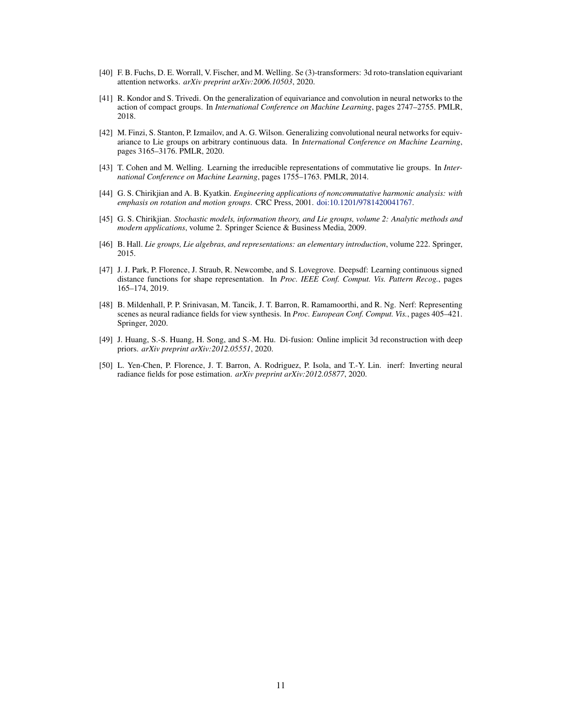[40] F. B. Fuchs, D. E. Worrall, V. Fischer, and M. Welling. Se (3)-transformers: 3d roto-translation equivariant attention networks. *arXiv preprint arXiv:2006.10503*, 2020.

[41] R. Kondor and S. Trivedi. On the generalization of equivariance and convolution in neural networks to the action of compact groups. In *International Conference on Machine Learning*, pages 2747–2755. PMLR, 2018.

[42] M. Finzi, S. Stanton, P. Izmailov, and A. G. Wilson. Generalizing convolutional neural networks for equivariance to Lie groups on arbitrary continuous data. In *International Conference on Machine Learning*, pages 3165–3176. PMLR, 2020.

[43] T. Cohen and M. Welling. Learning the irreducible representations of commutative lie groups. In *International Conference on Machine Learning*, pages 1755–1763. PMLR, 2014.

[44] G. S. Chirikjian and A. B. Kyatkin. *Engineering applications of noncommutative harmonic analysis: with emphasis on rotation and motion groups*. CRC Press, 2001. doi:10.1201/9781420041767.

[45] G. S. Chirikjian. *Stochastic models, information theory, and Lie groups, volume 2: Analytic methods and modern applications*, volume 2. Springer Science & Business Media, 2009.

[46] B. Hall. *Lie groups, Lie algebras, and representations: an elementary introduction*, volume 222. Springer, 2015.

[47] J. J. Park, P. Florence, J. Straub, R. Newcombe, and S. Lovegrove. Deepsdf: Learning continuous signed distance functions for shape representation. In *Proc. IEEE Conf. Comput. Vis. Pattern Recog.*, pages 165–174, 2019.

[48] B. Mildenhall, P. P. Srinivasan, M. Tancik, J. T. Barron, R. Ramamoorthi, and R. Ng. Nerf: Representing scenes as neural radiance fields for view synthesis. In *Proc. European Conf. Comput. Vis.*, pages 405–421. Springer, 2020.

[49] J. Huang, S.-S. Huang, H. Song, and S.-M. Hu. Di-fusion: Online implicit 3d reconstruction with deep priors. *arXiv preprint arXiv:2012.05551*, 2020.

[50] L. Yen-Chen, P. Florence, J. T. Barron, A. Rodriguez, P. Isola, and T.-Y. Lin. inerf: Inverting neural radiance fields for pose estimation. *arXiv preprint arXiv:2012.05877*, 2020.